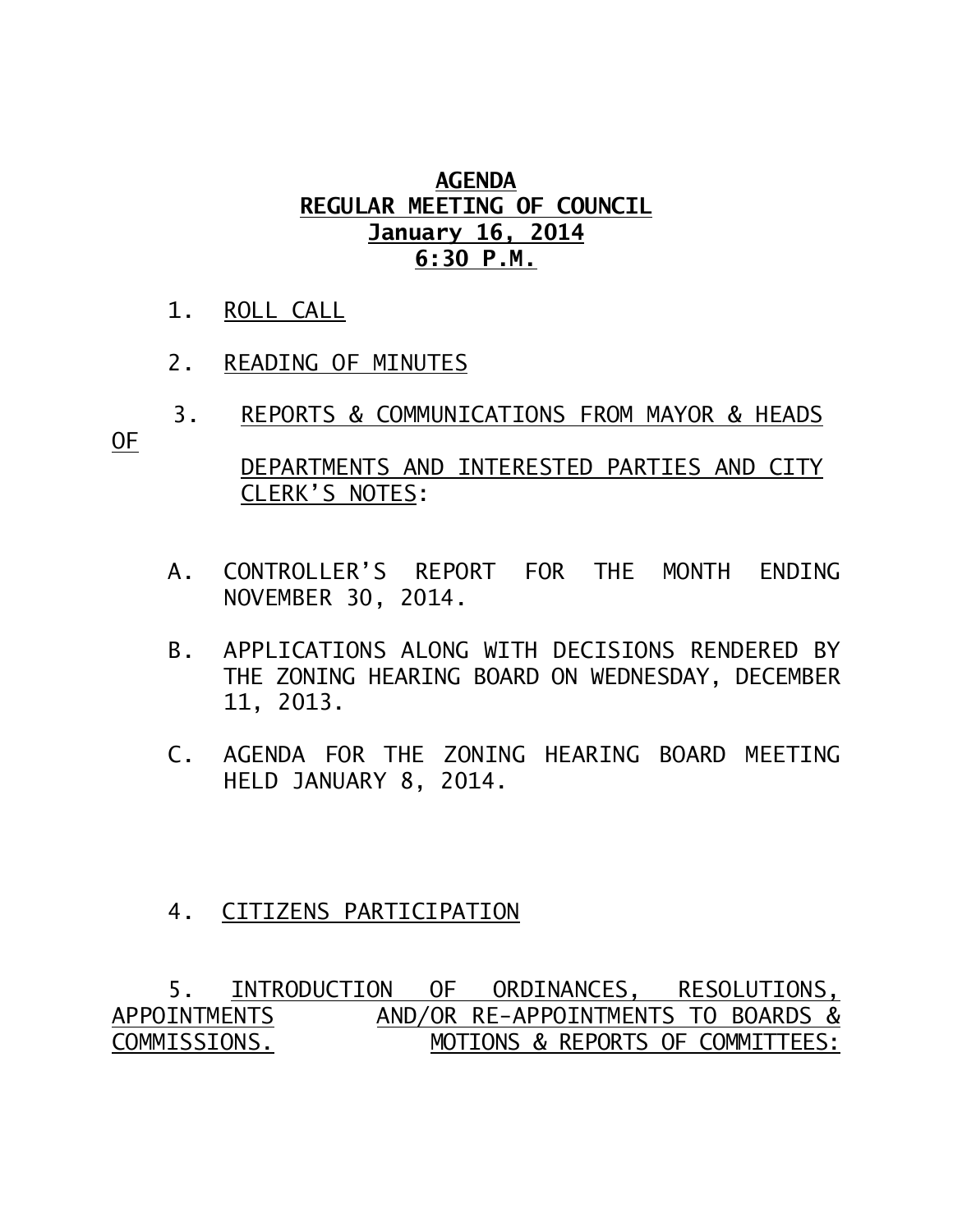# AGENDA
## REGULAR MEETING OF COUNCIL
## January 16, 2014
## 6:30 P.M.

1. ROLL CALL

2. READING OF MINUTES

3. REPORTS & COMMUNICATIONS FROM MAYOR & HEADS OF DEPARTMENTS AND INTERESTED PARTIES AND CITY CLERK'S NOTES:

   A. CONTROLLER'S REPORT FOR THE MONTH ENDING NOVEMBER 30, 2014.

   B. APPLICATIONS ALONG WITH DECISIONS RENDERED BY THE ZONING HEARING BOARD ON WEDNESDAY, DECEMBER 11, 2013.

   C. AGENDA FOR THE ZONING HEARING BOARD MEETING HELD JANUARY 8, 2014.

4. CITIZENS PARTICIPATION

5. INTRODUCTION OF ORDINANCES, RESOLUTIONS, APPOINTMENTS AND/OR RE-APPOINTMENTS TO BOARDS & COMMISSIONS. MOTIONS & REPORTS OF COMMITTEES: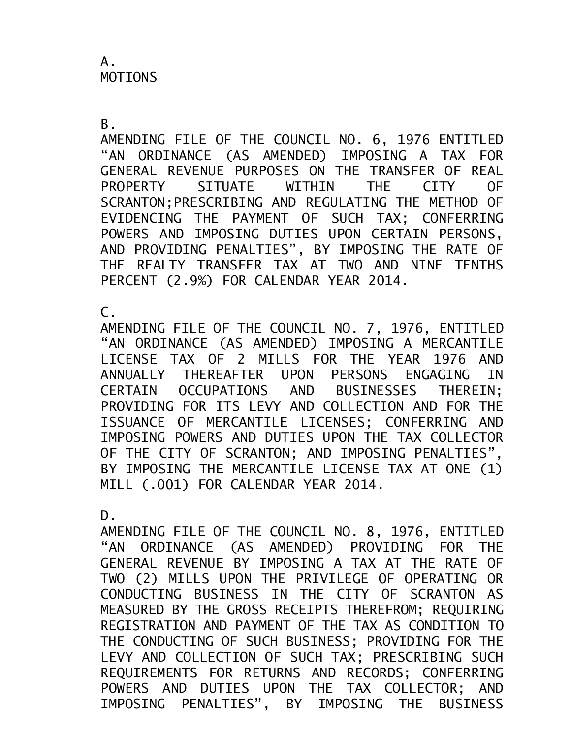A.
MOTIONS

B.
AMENDING FILE OF THE COUNCIL NO. 6, 1976 ENTITLED “AN ORDINANCE (AS AMENDED) IMPOSING A TAX FOR GENERAL REVENUE PURPOSES ON THE TRANSFER OF REAL PROPERTY SITUATE WITHIN THE CITY OF SCRANTON;PRESCRIBING AND REGULATING THE METHOD OF EVIDENCING THE PAYMENT OF SUCH TAX; CONFERRING POWERS AND IMPOSING DUTIES UPON CERTAIN PERSONS, AND PROVIDING PENALTIES”, BY IMPOSING THE RATE OF THE REALTY TRANSFER TAX AT TWO AND NINE TENTHS PERCENT (2.9%) FOR CALENDAR YEAR 2014.

C.
AMENDING FILE OF THE COUNCIL NO. 7, 1976, ENTITLED “AN ORDINANCE (AS AMENDED) IMPOSING A MERCANTILE LICENSE TAX OF 2 MILLS FOR THE YEAR 1976 AND ANNUALLY THEREAFTER UPON PERSONS ENGAGING IN CERTAIN OCCUPATIONS AND BUSINESSES THEREIN; PROVIDING FOR ITS LEVY AND COLLECTION AND FOR THE ISSUANCE OF MERCANTILE LICENSES; CONFERRING AND IMPOSING POWERS AND DUTIES UPON THE TAX COLLECTOR OF THE CITY OF SCRANTON; AND IMPOSING PENALTIES”, BY IMPOSING THE MERCANTILE LICENSE TAX AT ONE (1) MILL (.001) FOR CALENDAR YEAR 2014.

D.
AMENDING FILE OF THE COUNCIL NO. 8, 1976, ENTITLED “AN ORDINANCE (AS AMENDED) PROVIDING FOR THE GENERAL REVENUE BY IMPOSING A TAX AT THE RATE OF TWO (2) MILLS UPON THE PRIVILEGE OF OPERATING OR CONDUCTING BUSINESS IN THE CITY OF SCRANTON AS MEASURED BY THE GROSS RECEIPTS THEREFROM; REQUIRING REGISTRATION AND PAYMENT OF THE TAX AS CONDITION TO THE CONDUCTING OF SUCH BUSINESS; PROVIDING FOR THE LEVY AND COLLECTION OF SUCH TAX; PRESCRIBING SUCH REQUIREMENTS FOR RETURNS AND RECORDS; CONFERRING POWERS AND DUTIES UPON THE TAX COLLECTOR; AND IMPOSING PENALTIES”, BY IMPOSING THE BUSINESS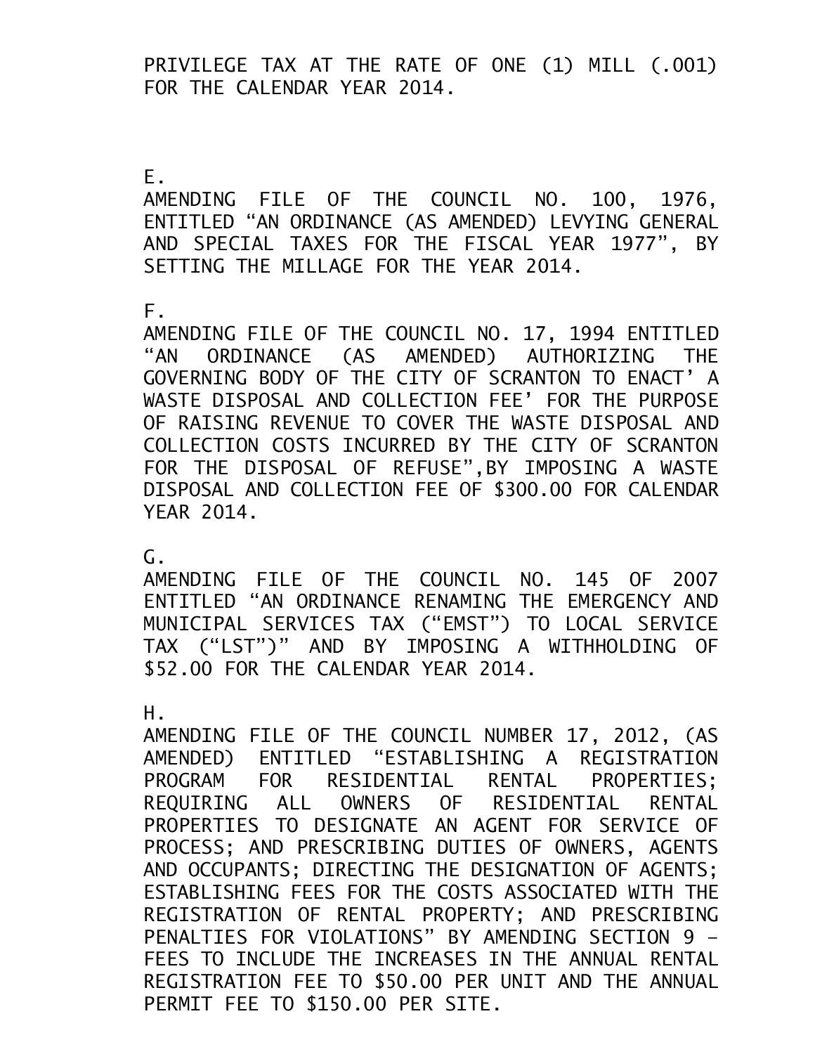PRIVILEGE TAX AT THE RATE OF ONE (1) MILL (.001) FOR THE CALENDAR YEAR 2014.

E.
AMENDING FILE OF THE COUNCIL NO. 100, 1976, ENTITLED "AN ORDINANCE (AS AMENDED) LEVYING GENERAL AND SPECIAL TAXES FOR THE FISCAL YEAR 1977", BY SETTING THE MILLAGE FOR THE YEAR 2014.

F.
AMENDING FILE OF THE COUNCIL NO. 17, 1994 ENTITLED "AN ORDINANCE (AS AMENDED) AUTHORIZING THE GOVERNING BODY OF THE CITY OF SCRANTON TO ENACT' A WASTE DISPOSAL AND COLLECTION FEE' FOR THE PURPOSE OF RAISING REVENUE TO COVER THE WASTE DISPOSAL AND COLLECTION COSTS INCURRED BY THE CITY OF SCRANTON FOR THE DISPOSAL OF REFUSE",BY IMPOSING A WASTE DISPOSAL AND COLLECTION FEE OF $300.00 FOR CALENDAR YEAR 2014.

G.
AMENDING FILE OF THE COUNCIL NO. 145 OF 2007 ENTITLED "AN ORDINANCE RENAMING THE EMERGENCY AND MUNICIPAL SERVICES TAX ("EMST") TO LOCAL SERVICE TAX ("LST")" AND BY IMPOSING A WITHHOLDING OF $52.00 FOR THE CALENDAR YEAR 2014.

H.
AMENDING FILE OF THE COUNCIL NUMBER 17, 2012, (AS AMENDED) ENTITLED "ESTABLISHING A REGISTRATION PROGRAM FOR RESIDENTIAL RENTAL PROPERTIES; REQUIRING ALL OWNERS OF RESIDENTIAL RENTAL PROPERTIES TO DESIGNATE AN AGENT FOR SERVICE OF PROCESS; AND PRESCRIBING DUTIES OF OWNERS, AGENTS AND OCCUPANTS; DIRECTING THE DESIGNATION OF AGENTS; ESTABLISHING FEES FOR THE COSTS ASSOCIATED WITH THE REGISTRATION OF RENTAL PROPERTY; AND PRESCRIBING PENALTIES FOR VIOLATIONS" BY AMENDING SECTION 9 – FEES TO INCLUDE THE INCREASES IN THE ANNUAL RENTAL REGISTRATION FEE TO $50.00 PER UNIT AND THE ANNUAL PERMIT FEE TO $150.00 PER SITE.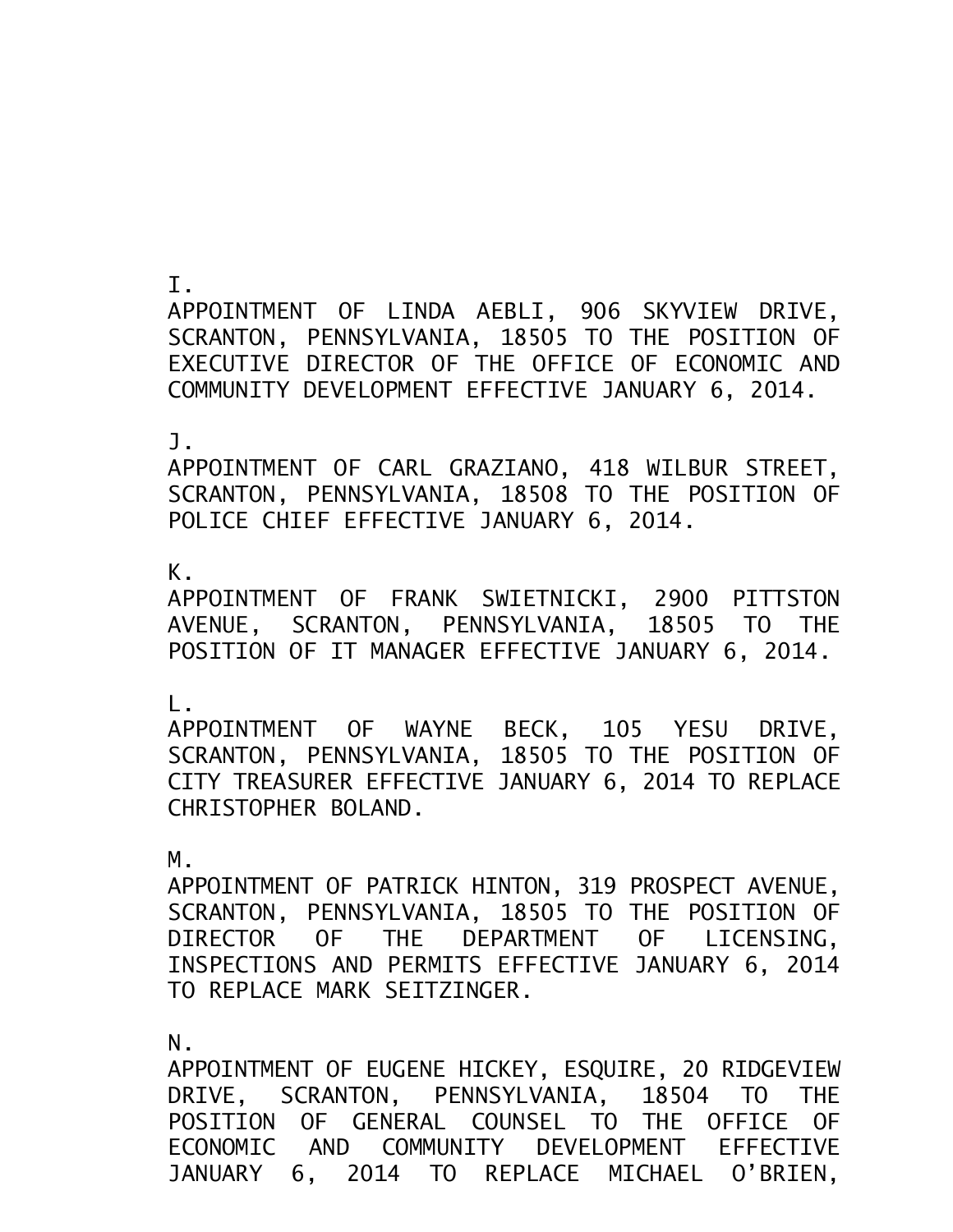I.
APPOINTMENT OF LINDA AEBLI, 906 SKYVIEW DRIVE, SCRANTON, PENNSYLVANIA, 18505 TO THE POSITION OF EXECUTIVE DIRECTOR OF THE OFFICE OF ECONOMIC AND COMMUNITY DEVELOPMENT EFFECTIVE JANUARY 6, 2014.

J.
APPOINTMENT OF CARL GRAZIANO, 418 WILBUR STREET, SCRANTON, PENNSYLVANIA, 18508 TO THE POSITION OF POLICE CHIEF EFFECTIVE JANUARY 6, 2014.

K.
APPOINTMENT OF FRANK SWIETNICKI, 2900 PITTSTON AVENUE, SCRANTON, PENNSYLVANIA, 18505 TO THE POSITION OF IT MANAGER EFFECTIVE JANUARY 6, 2014.

L.
APPOINTMENT OF WAYNE BECK, 105 YESU DRIVE, SCRANTON, PENNSYLVANIA, 18505 TO THE POSITION OF CITY TREASURER EFFECTIVE JANUARY 6, 2014 TO REPLACE CHRISTOPHER BOLAND.

M.
APPOINTMENT OF PATRICK HINTON, 319 PROSPECT AVENUE, SCRANTON, PENNSYLVANIA, 18505 TO THE POSITION OF DIRECTOR OF THE DEPARTMENT OF LICENSING, INSPECTIONS AND PERMITS EFFECTIVE JANUARY 6, 2014 TO REPLACE MARK SEITZINGER.

N.
APPOINTMENT OF EUGENE HICKEY, ESQUIRE, 20 RIDGEVIEW DRIVE, SCRANTON, PENNSYLVANIA, 18504 TO THE POSITION OF GENERAL COUNSEL TO THE OFFICE OF ECONOMIC AND COMMUNITY DEVELOPMENT EFFECTIVE JANUARY 6, 2014 TO REPLACE MICHAEL O'BRIEN,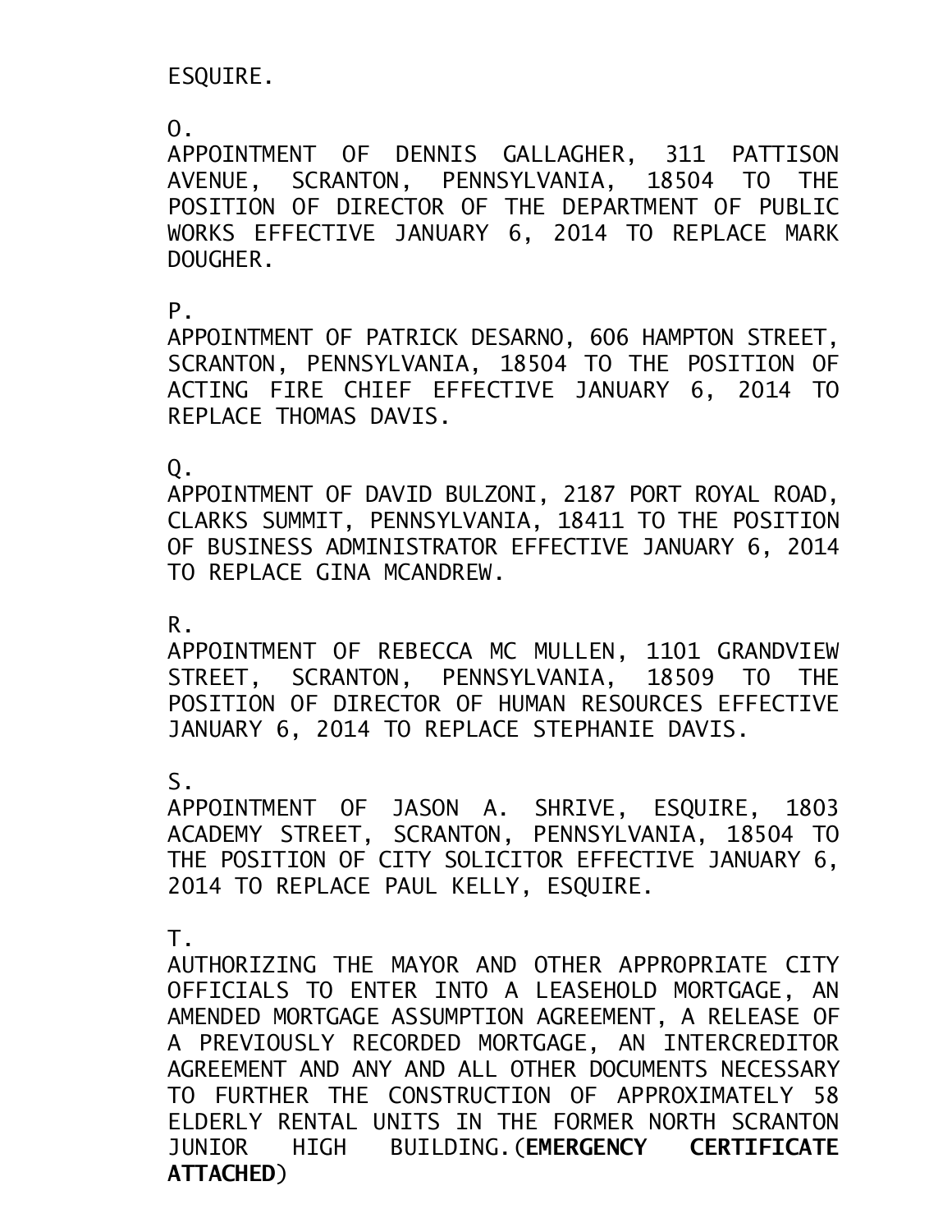ESQUIRE.

O.
APPOINTMENT OF DENNIS GALLAGHER, 311 PATTISON AVENUE, SCRANTON, PENNSYLVANIA, 18504 TO THE POSITION OF DIRECTOR OF THE DEPARTMENT OF PUBLIC WORKS EFFECTIVE JANUARY 6, 2014 TO REPLACE MARK DOUGHER.

P.
APPOINTMENT OF PATRICK DESARNO, 606 HAMPTON STREET, SCRANTON, PENNSYLVANIA, 18504 TO THE POSITION OF ACTING FIRE CHIEF EFFECTIVE JANUARY 6, 2014 TO REPLACE THOMAS DAVIS.

Q.
APPOINTMENT OF DAVID BULZONI, 2187 PORT ROYAL ROAD, CLARKS SUMMIT, PENNSYLVANIA, 18411 TO THE POSITION OF BUSINESS ADMINISTRATOR EFFECTIVE JANUARY 6, 2014 TO REPLACE GINA MCANDREW.

R.
APPOINTMENT OF REBECCA MC MULLEN, 1101 GRANDVIEW STREET, SCRANTON, PENNSYLVANIA, 18509 TO THE POSITION OF DIRECTOR OF HUMAN RESOURCES EFFECTIVE JANUARY 6, 2014 TO REPLACE STEPHANIE DAVIS.

S.
APPOINTMENT OF JASON A. SHRIVE, ESQUIRE, 1803 ACADEMY STREET, SCRANTON, PENNSYLVANIA, 18504 TO THE POSITION OF CITY SOLICITOR EFFECTIVE JANUARY 6, 2014 TO REPLACE PAUL KELLY, ESQUIRE.

T.
AUTHORIZING THE MAYOR AND OTHER APPROPRIATE CITY OFFICIALS TO ENTER INTO A LEASEHOLD MORTGAGE, AN AMENDED MORTGAGE ASSUMPTION AGREEMENT, A RELEASE OF A PREVIOUSLY RECORDED MORTGAGE, AN INTERCREDITOR AGREEMENT AND ANY AND ALL OTHER DOCUMENTS NECESSARY TO FURTHER THE CONSTRUCTION OF APPROXIMATELY 58 ELDERLY RENTAL UNITS IN THE FORMER NORTH SCRANTON JUNIOR HIGH BUILDING.(**EMERGENCY CERTIFICATE ATTACHED**)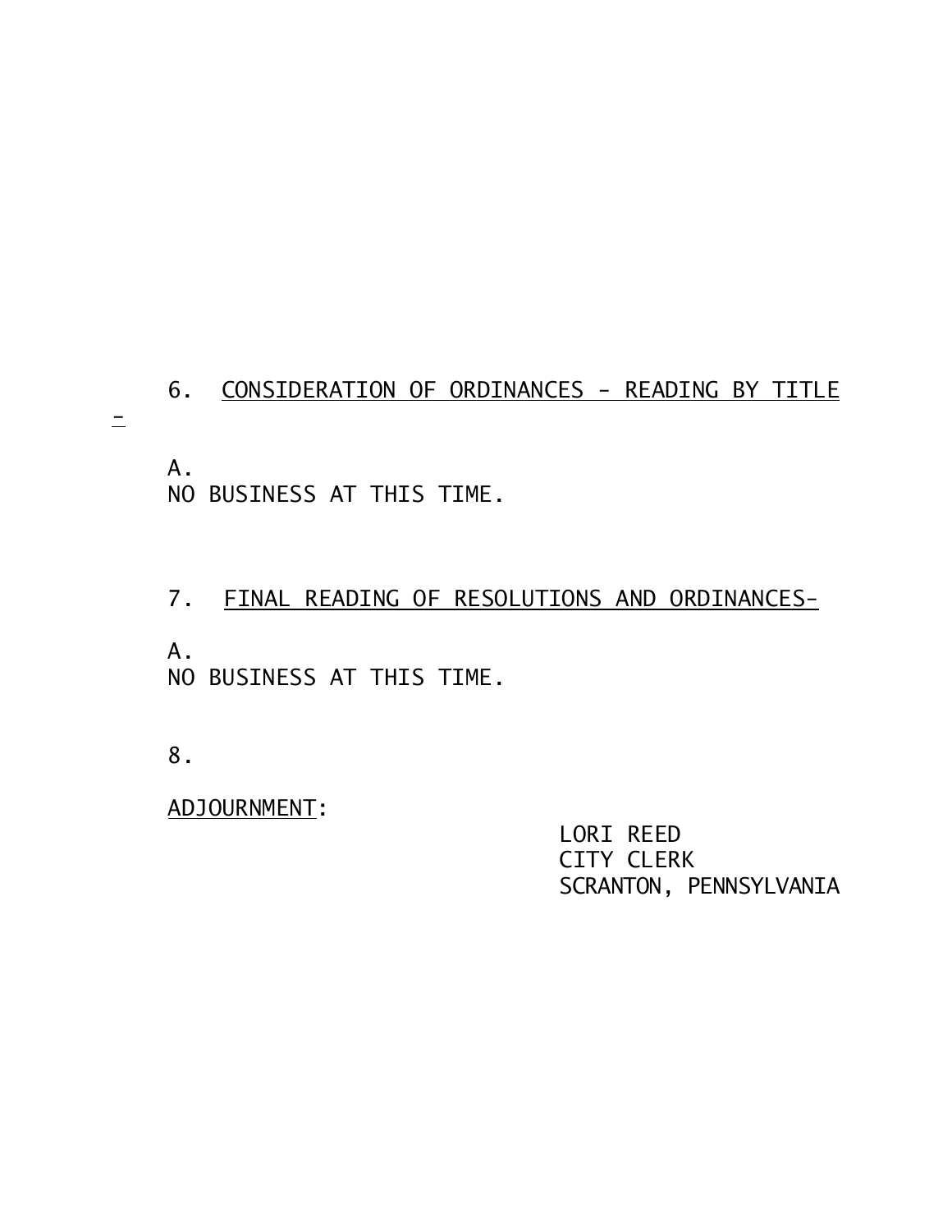6. <u>CONSIDERATION OF ORDINANCES - READING BY TITLE -</u>

A.
NO BUSINESS AT THIS TIME.

7. <u>FINAL READING OF RESOLUTIONS AND ORDINANCES-</u>

A.
NO BUSINESS AT THIS TIME.

8.

<u>ADJOURNMENT</u>:

LORI REED
CITY CLERK
SCRANTON, PENNSYLVANIA